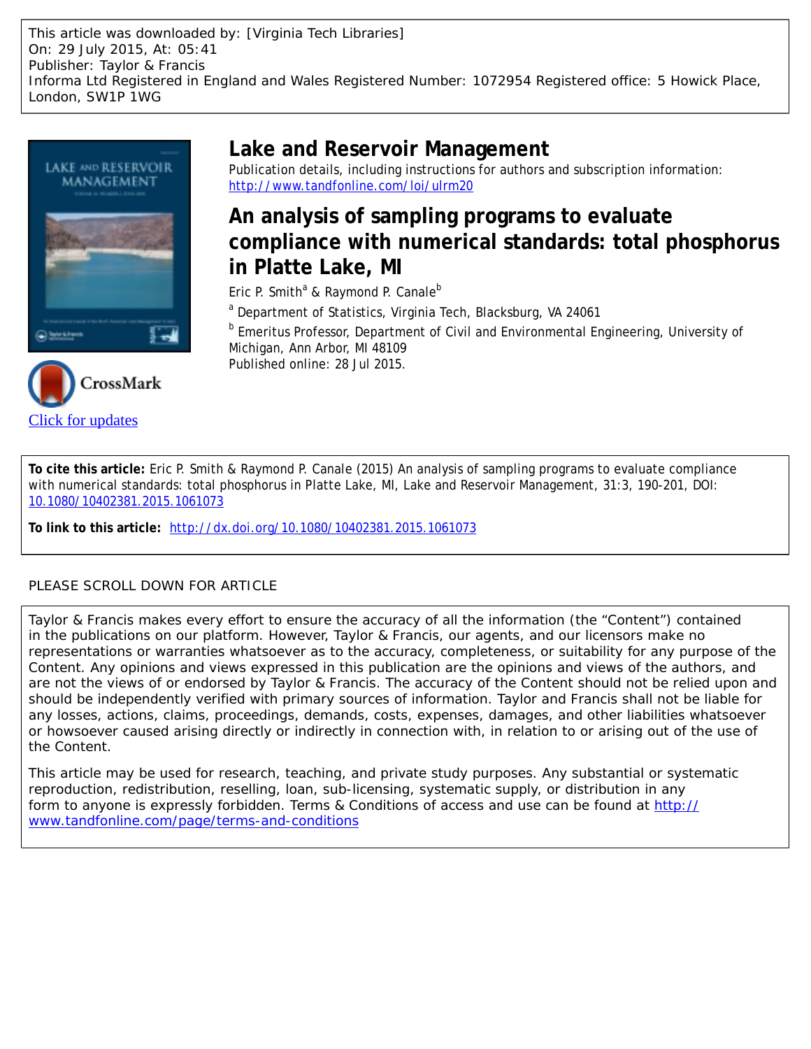This article was downloaded by: [Virginia Tech Libraries]
On: 29 July 2015, At: 05:41
Publisher: Taylor & Francis
Informa Ltd Registered in England and Wales Registered Number: 1072954 Registered office: 5 Howick Place, London, SW1P 1WG

# Lake and Reservoir Management

Publication details, including instructions for authors and subscription information:
http://www.tandfonline.com/loi/ulrm20

## An analysis of sampling programs to evaluate compliance with numerical standards: total phosphorus in Platte Lake, MI

Eric P. Smith[a] & Raymond P. Canale[b]

[a] Department of Statistics, Virginia Tech, Blacksburg, VA 24061

[b] Emeritus Professor, Department of Civil and Environmental Engineering, University of Michigan, Ann Arbor, MI 48109

Published online: 28 Jul 2015.

Click for updates

**To cite this article:** Eric P. Smith & Raymond P. Canale (2015) An analysis of sampling programs to evaluate compliance with numerical standards: total phosphorus in Platte Lake, MI, Lake and Reservoir Management, 31:3, 190-201, DOI: 10.1080/10402381.2015.1061073

**To link to this article:** http://dx.doi.org/10.1080/10402381.2015.1061073

PLEASE SCROLL DOWN FOR ARTICLE

Taylor & Francis makes every effort to ensure the accuracy of all the information (the "Content") contained in the publications on our platform. However, Taylor & Francis, our agents, and our licensors make no representations or warranties whatsoever as to the accuracy, completeness, or suitability for any purpose of the Content. Any opinions and views expressed in this publication are the opinions and views of the authors, and are not the views of or endorsed by Taylor & Francis. The accuracy of the Content should not be relied upon and should be independently verified with primary sources of information. Taylor and Francis shall not be liable for any losses, actions, claims, proceedings, demands, costs, expenses, damages, and other liabilities whatsoever or howsoever caused arising directly or indirectly in connection with, in relation to or arising out of the use of the Content.

This article may be used for research, teaching, and private study purposes. Any substantial or systematic reproduction, redistribution, reselling, loan, sub-licensing, systematic supply, or distribution in any form to anyone is expressly forbidden. Terms & Conditions of access and use can be found at http://www.tandfonline.com/page/terms-and-conditions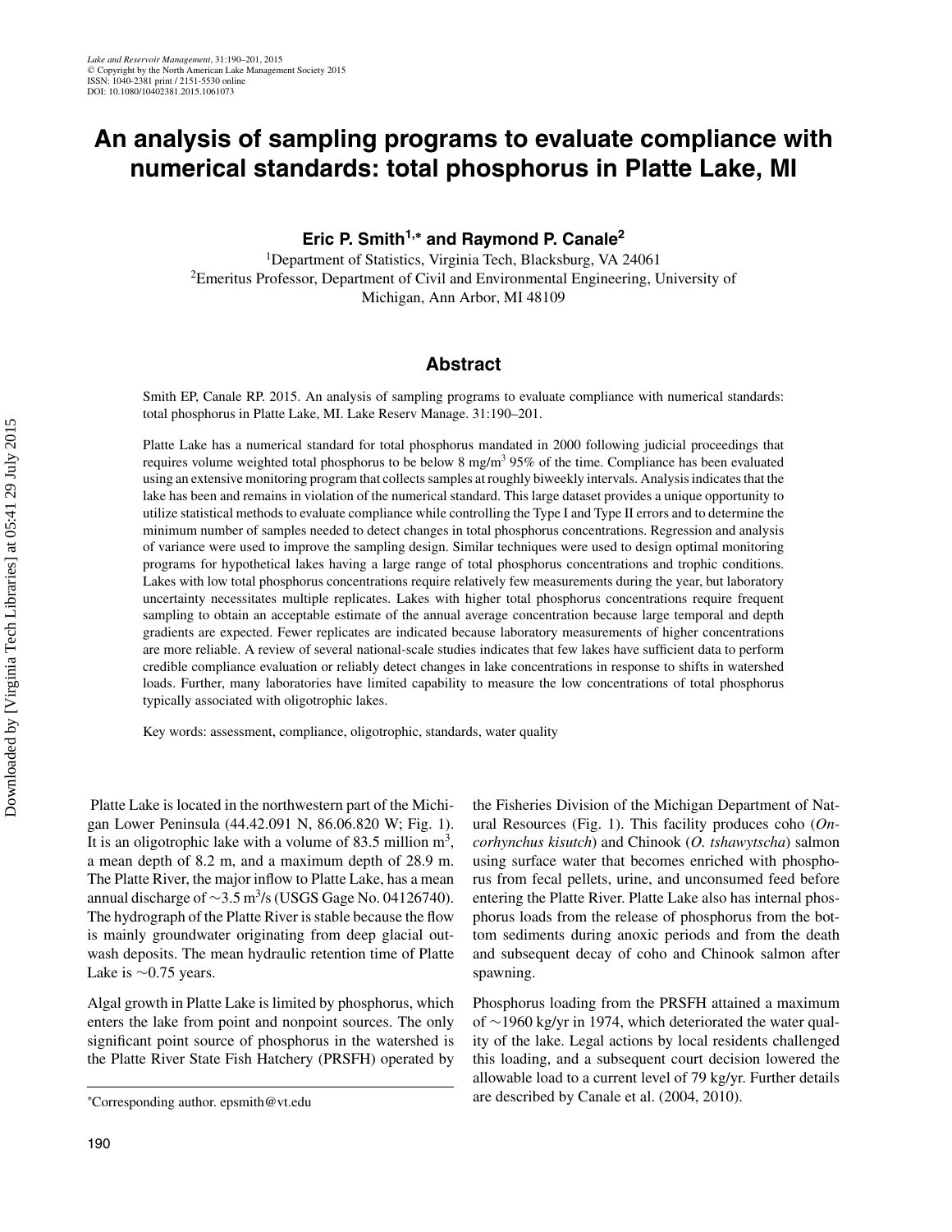# An analysis of sampling programs to evaluate compliance with numerical standards: total phosphorus in Platte Lake, MI

**Eric P. Smith[1,*] and Raymond P. Canale[2]**

[1]Department of Statistics, Virginia Tech, Blacksburg, VA 24061
[2]Emeritus Professor, Department of Civil and Environmental Engineering, University of Michigan, Ann Arbor, MI 48109

## Abstract

Smith EP, Canale RP. 2015. An analysis of sampling programs to evaluate compliance with numerical standards: total phosphorus in Platte Lake, MI. Lake Reserv Manage. 31:190–201.

Platte Lake has a numerical standard for total phosphorus mandated in 2000 following judicial proceedings that requires volume weighted total phosphorus to be below 8 mg/m$^3$ 95% of the time. Compliance has been evaluated using an extensive monitoring program that collects samples at roughly biweekly intervals. Analysis indicates that the lake has been and remains in violation of the numerical standard. This large dataset provides a unique opportunity to utilize statistical methods to evaluate compliance while controlling the Type I and Type II errors and to determine the minimum number of samples needed to detect changes in total phosphorus concentrations. Regression and analysis of variance were used to improve the sampling design. Similar techniques were used to design optimal monitoring programs for hypothetical lakes having a large range of total phosphorus concentrations and trophic conditions. Lakes with low total phosphorus concentrations require relatively few measurements during the year, but laboratory uncertainty necessitates multiple replicates. Lakes with higher total phosphorus concentrations require frequent sampling to obtain an acceptable estimate of the annual average concentration because large temporal and depth gradients are expected. Fewer replicates are indicated because laboratory measurements of higher concentrations are more reliable. A review of several national-scale studies indicates that few lakes have sufficient data to perform credible compliance evaluation or reliably detect changes in lake concentrations in response to shifts in watershed loads. Further, many laboratories have limited capability to measure the low concentrations of total phosphorus typically associated with oligotrophic lakes.

Key words: assessment, compliance, oligotrophic, standards, water quality

Platte Lake is located in the northwestern part of the Michigan Lower Peninsula (44.42.091 N, 86.06.820 W; Fig. 1). It is an oligotrophic lake with a volume of 83.5 million m$^3$, a mean depth of 8.2 m, and a maximum depth of 28.9 m. The Platte River, the major inflow to Platte Lake, has a mean annual discharge of ~3.5 m$^3$/s (USGS Gage No. 04126740). The hydrograph of the Platte River is stable because the flow is mainly groundwater originating from deep glacial outwash deposits. The mean hydraulic retention time of Platte Lake is ~0.75 years.

Algal growth in Platte Lake is limited by phosphorus, which enters the lake from point and nonpoint sources. The only significant point source of phosphorus in the watershed is the Platte River State Fish Hatchery (PRSFH) operated by the Fisheries Division of the Michigan Department of Natural Resources (Fig. 1). This facility produces coho (*Oncorhynchus kisutch*) and Chinook (*O. tshawytscha*) salmon using surface water that becomes enriched with phosphorus from fecal pellets, urine, and unconsumed feed before entering the Platte River. Platte Lake also has internal phosphorus loads from the release of phosphorus from the bottom sediments during anoxic periods and from the death and subsequent decay of coho and Chinook salmon after spawning.

Phosphorus loading from the PRSFH attained a maximum of ~1960 kg/yr in 1974, which deteriorated the water quality of the lake. Legal actions by local residents challenged this loading, and a subsequent court decision lowered the allowable load to a current level of 79 kg/yr. Further details are described by Canale et al. (2004, 2010).

*Corresponding author. epsmith@vt.edu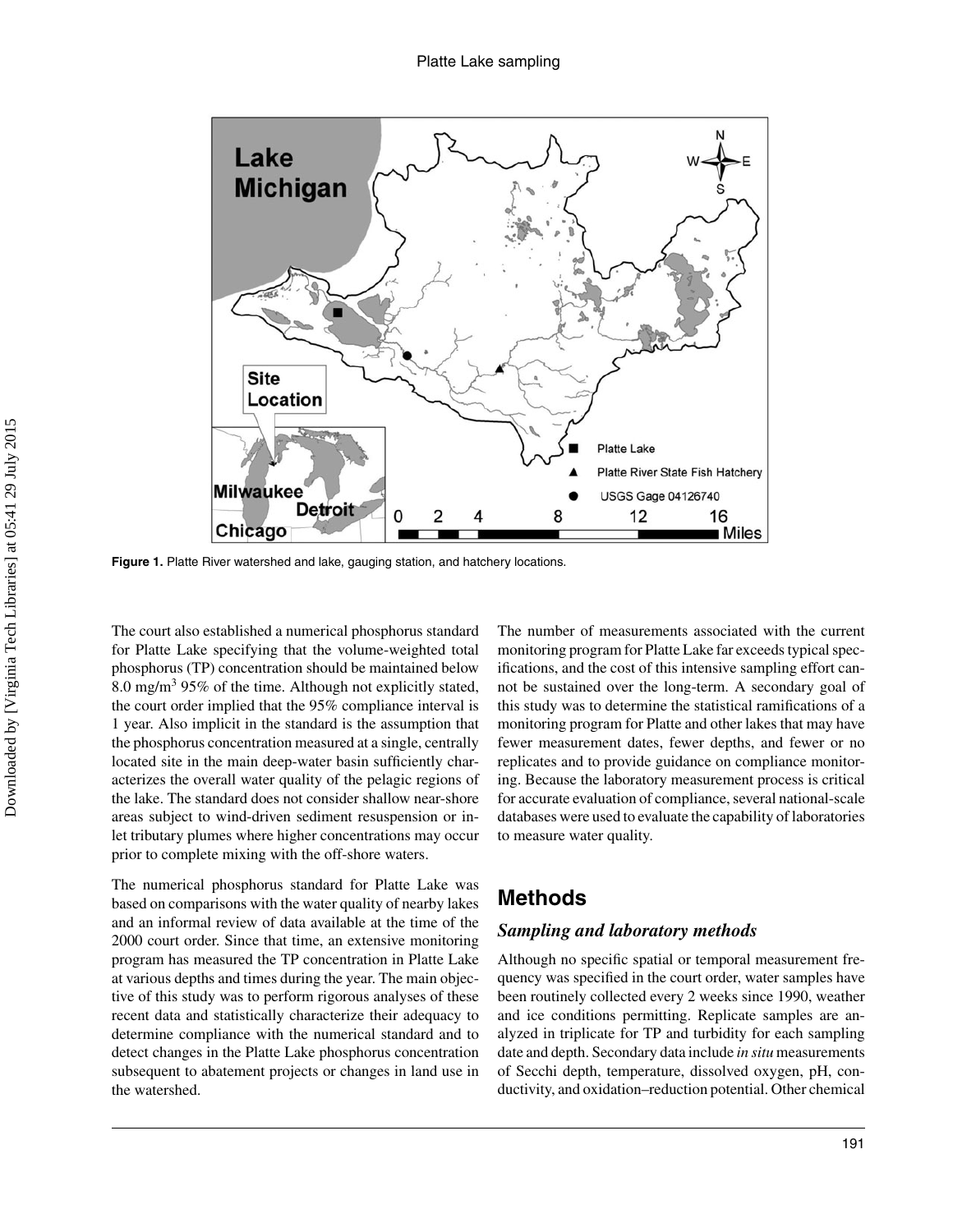Lake Michigan

Site Location

Milwaukee

Detroit

Chicago

N

W

E

S

Platte Lake

Platte River State Fish Hatchery

USGS Gage 04126740

0 2 4 8 12 16

Miles

**Figure 1.** Platte River watershed and lake, gauging station, and hatchery locations.

The court also established a numerical phosphorus standard for Platte Lake specifying that the volume-weighted total phosphorus (TP) concentration should be maintained below 8.0 mg/m$^3$ 95% of the time. Although not explicitly stated, the court order implied that the 95% compliance interval is 1 year. Also implicit in the standard is the assumption that the phosphorus concentration measured at a single, centrally located site in the main deep-water basin sufficiently characterizes the overall water quality of the pelagic regions of the lake. The standard does not consider shallow near-shore areas subject to wind-driven sediment resuspension or inlet tributary plumes where higher concentrations may occur prior to complete mixing with the off-shore waters.

The numerical phosphorus standard for Platte Lake was based on comparisons with the water quality of nearby lakes and an informal review of data available at the time of the 2000 court order. Since that time, an extensive monitoring program has measured the TP concentration in Platte Lake at various depths and times during the year. The main objective of this study was to perform rigorous analyses of these recent data and statistically characterize their adequacy to determine compliance with the numerical standard and to detect changes in the Platte Lake phosphorus concentration subsequent to abatement projects or changes in land use in the watershed.

The number of measurements associated with the current monitoring program for Platte Lake far exceeds typical specifications, and the cost of this intensive sampling effort cannot be sustained over the long-term. A secondary goal of this study was to determine the statistical ramifications of a monitoring program for Platte and other lakes that may have fewer measurement dates, fewer depths, and fewer or no replicates and to provide guidance on compliance monitoring. Because the laboratory measurement process is critical for accurate evaluation of compliance, several national-scale databases were used to evaluate the capability of laboratories to measure water quality.

## Methods

### *Sampling and laboratory methods*

Although no specific spatial or temporal measurement frequency was specified in the court order, water samples have been routinely collected every 2 weeks since 1990, weather and ice conditions permitting. Replicate samples are analyzed in triplicate for TP and turbidity for each sampling date and depth. Secondary data include *in situ* measurements of Secchi depth, temperature, dissolved oxygen, pH, conductivity, and oxidation–reduction potential. Other chemical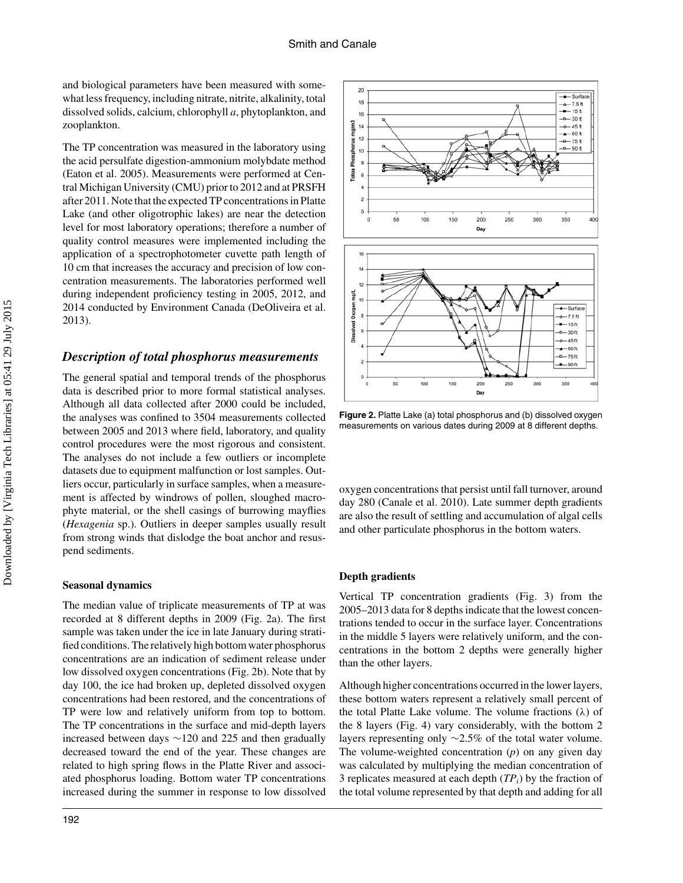and biological parameters have been measured with somewhat less frequency, including nitrate, nitrite, alkalinity, total dissolved solids, calcium, chlorophyll *a*, phytoplankton, and zooplankton.

The TP concentration was measured in the laboratory using the acid persulfate digestion-ammonium molybdate method (Eaton et al. 2005). Measurements were performed at Central Michigan University (CMU) prior to 2012 and at PRSFH after 2011. Note that the expected TP concentrations in Platte Lake (and other oligotrophic lakes) are near the detection level for most laboratory operations; therefore a number of quality control measures were implemented including the application of a spectrophotometer cuvette path length of 10 cm that increases the accuracy and precision of low concentration measurements. The laboratories performed well during independent proficiency testing in 2005, 2012, and 2014 conducted by Environment Canada (DeOliveira et al. 2013).

## *Description of total phosphorus measurements*

The general spatial and temporal trends of the phosphorus data is described prior to more formal statistical analyses. Although all data collected after 2000 could be included, the analyses was confined to 3504 measurements collected between 2005 and 2013 where field, laboratory, and quality control procedures were the most rigorous and consistent. The analyses do not include a few outliers or incomplete datasets due to equipment malfunction or lost samples. Outliers occur, particularly in surface samples, when a measurement is affected by windrows of pollen, sloughed macrophyte material, or the shell casings of burrowing mayflies (*Hexagenia* sp.). Outliers in deeper samples usually result from strong winds that dislodge the boat anchor and resuspend sediments.

### Seasonal dynamics

The median value of triplicate measurements of TP at was recorded at 8 different depths in 2009 (Fig. 2a). The first sample was taken under the ice in late January during stratified conditions. The relatively high bottom water phosphorus concentrations are an indication of sediment release under low dissolved oxygen concentrations (Fig. 2b). Note that by day 100, the ice had broken up, depleted dissolved oxygen concentrations had been restored, and the concentrations of TP were low and relatively uniform from top to bottom. The TP concentrations in the surface and mid-depth layers increased between days ~120 and 225 and then gradually decreased toward the end of the year. These changes are related to high spring flows in the Platte River and associated phosphorus loading. Bottom water TP concentrations increased during the summer in response to low dissolved oxygen concentrations that persist until fall turnover, around day 280 (Canale et al. 2010). Late summer depth gradients are also the result of settling and accumulation of algal cells and other particulate phosphorus in the bottom waters.

Totoa Phosphorus mg/m3
Day
Surface
7.5 ft
15 ft
30 ft
45 ft
60 ft
75 ft
90 ft

Dissolved Oxygen mg/L
Day
Surface
7.5 ft
15 ft
30 ft
45 ft
60 ft
75 ft
90 ft

**Figure 2.** Platte Lake (a) total phosphorus and (b) dissolved oxygen measurements on various dates during 2009 at 8 different depths.

### Depth gradients

Vertical TP concentration gradients (Fig. 3) from the 2005–2013 data for 8 depths indicate that the lowest concentrations tended to occur in the surface layer. Concentrations in the middle 5 layers were relatively uniform, and the concentrations in the bottom 2 depths were generally higher than the other layers.

Although higher concentrations occurred in the lower layers, these bottom waters represent a relatively small percent of the total Platte Lake volume. The volume fractions ($\lambda$) of the 8 layers (Fig. 4) vary considerably, with the bottom 2 layers representing only ~2.5% of the total water volume. The volume-weighted concentration ($p$) on any given day was calculated by multiplying the median concentration of 3 replicates measured at each depth ($TP_i$) by the fraction of the total volume represented by that depth and adding for all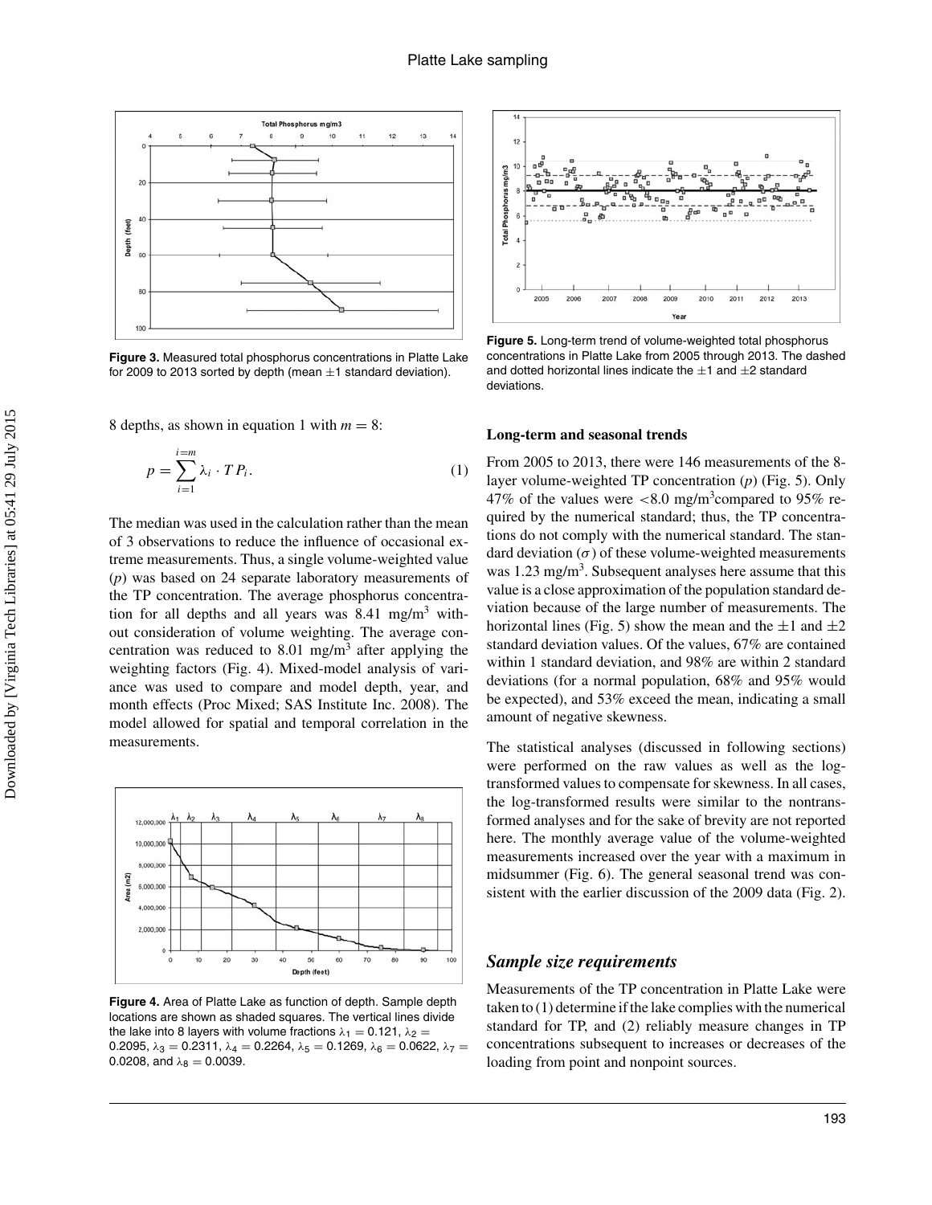Total Phosphorus mg/m3

4 5 6 7 8 9 10 11 12 13 14

Depth (feet)

0 20 40 60 80 100

**Figure 3.** Measured total phosphorus concentrations in Platte Lake for 2009 to 2013 sorted by depth (mean ±1 standard deviation).

Total Phosphorus mg/m3

0 2 4 6 8 10 12 14

2005 2006 2007 2008 2009 2010 2011 2012 2013

Year

**Figure 5.** Long-term trend of volume-weighted total phosphorus concentrations in Platte Lake from 2005 through 2013. The dashed and dotted horizontal lines indicate the ±1 and ±2 standard deviations.

8 depths, as shown in equation 1 with $m = 8$:

$$p = \sum_{i=1}^{i=m} \lambda_i \cdot TP_i. \tag{1}$$

The median was used in the calculation rather than the mean of 3 observations to reduce the influence of occasional extreme measurements. Thus, a single volume-weighted value ($p$) was based on 24 separate laboratory measurements of the TP concentration. The average phosphorus concentration for all depths and all years was 8.41 mg/m$^3$ without consideration of volume weighting. The average concentration was reduced to 8.01 mg/m$^3$ after applying the weighting factors (Fig. 4). Mixed-model analysis of variance was used to compare and model depth, year, and month effects (Proc Mixed; SAS Institute Inc. 2008). The model allowed for spatial and temporal correlation in the measurements.

$\lambda_1$ $\lambda_2$ $\lambda_3$ $\lambda_4$ $\lambda_5$ $\lambda_6$ $\lambda_7$ $\lambda_8$

Area (m2)

0 2,000,000 4,000,000 6,000,000 8,000,000 10,000,000 12,000,000

0 10 20 30 40 50 60 70 80 90 100

Depth (feet)

**Figure 4.** Area of Platte Lake as function of depth. Sample depth locations are shown as shaded squares. The vertical lines divide the lake into 8 layers with volume fractions $\lambda_1 = 0.121$, $\lambda_2 = 0.2095$, $\lambda_3 = 0.2311$, $\lambda_4 = 0.2264$, $\lambda_5 = 0.1269$, $\lambda_6 = 0.0622$, $\lambda_7 = 0.0208$, and $\lambda_8 = 0.0039$.

### Long-term and seasonal trends

From 2005 to 2013, there were 146 measurements of the 8-layer volume-weighted TP concentration ($p$) (Fig. 5). Only 47% of the values were <8.0 mg/m$^3$compared to 95% required by the numerical standard; thus, the TP concentrations do not comply with the numerical standard. The standard deviation ($\sigma$) of these volume-weighted measurements was 1.23 mg/m$^3$. Subsequent analyses here assume that this value is a close approximation of the population standard deviation because of the large number of measurements. The horizontal lines (Fig. 5) show the mean and the ±1 and ±2 standard deviation values. Of the values, 67% are contained within 1 standard deviation, and 98% are within 2 standard deviations (for a normal population, 68% and 95% would be expected), and 53% exceed the mean, indicating a small amount of negative skewness.

The statistical analyses (discussed in following sections) were performed on the raw values as well as the log-transformed values to compensate for skewness. In all cases, the log-transformed results were similar to the nontransformed analyses and for the sake of brevity are not reported here. The monthly average value of the volume-weighted measurements increased over the year with a maximum in midsummer (Fig. 6). The general seasonal trend was consistent with the earlier discussion of the 2009 data (Fig. 2).

## *Sample size requirements*

Measurements of the TP concentration in Platte Lake were taken to (1) determine if the lake complies with the numerical standard for TP, and (2) reliably measure changes in TP concentrations subsequent to increases or decreases of the loading from point and nonpoint sources.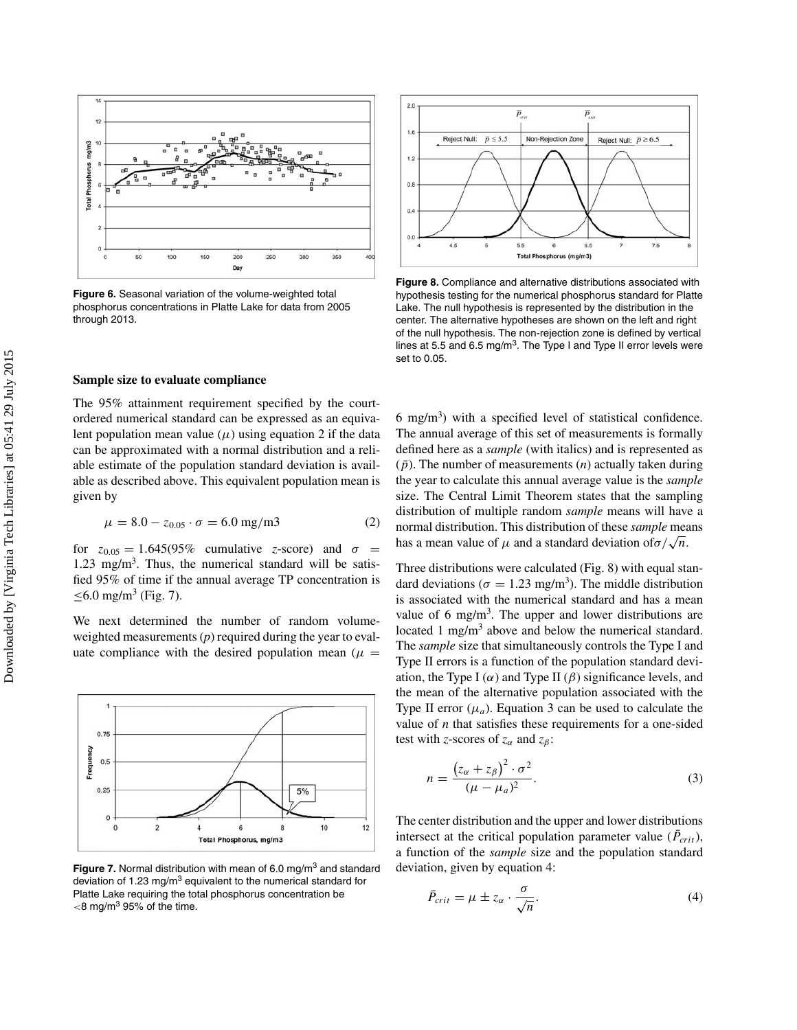Total Phosphorus mg/m3

Day

Figure 6. Seasonal variation of the volume-weighted total phosphorus concentrations in Platte Lake for data from 2005 through 2013.

$\bar{P}_{crit}$ $\bar{P}_{crit}$

Reject Null: $\bar{p} \leq 5.5$ Non-Rejection Zone Reject Null: $\bar{p} \geq 6.5$

Total Phosphorus (mg/m3)

Figure 8. Compliance and alternative distributions associated with hypothesis testing for the numerical phosphorus standard for Platte Lake. The null hypothesis is represented by the distribution in the center. The alternative hypotheses are shown on the left and right of the null hypothesis. The non-rejection zone is defined by vertical lines at 5.5 and 6.5 mg/m$^3$. The Type I and Type II error levels were set to 0.05.

### Sample size to evaluate compliance

The 95% attainment requirement specified by the court-ordered numerical standard can be expressed as an equivalent population mean value ($\mu$) using equation 2 if the data can be approximated with a normal distribution and a reliable estimate of the population standard deviation is available as described above. This equivalent population mean is given by

$$\mu = 8.0 - z_{0.05} \cdot \sigma = 6.0 \text{ mg/m3} \tag{2}$$

for $z_{0.05} = 1.645$(95% cumulative $z$-score) and $\sigma = 1.23$ mg/m$^3$. Thus, the numerical standard will be satisfied 95% of time if the annual average TP concentration is $\leq$6.0 mg/m$^3$ (Fig. 7).

We next determined the number of random volume-weighted measurements ($p$) required during the year to evaluate compliance with the desired population mean ($\mu$ = 6 mg/m$^3$) with a specified level of statistical confidence. The annual average of this set of measurements is formally defined here as a *sample* (with italics) and is represented as ($\bar{p}$). The number of measurements ($n$) actually taken during the year to calculate this annual average value is the *sample* size. The Central Limit Theorem states that the sampling distribution of multiple random *sample* means will have a normal distribution. This distribution of these *sample* means has a mean value of $\mu$ and a standard deviation of$\sigma/\sqrt{n}$.

Frequency

Total Phosphorus, mg/m3

5%

Figure 7. Normal distribution with mean of 6.0 mg/m$^3$ and standard deviation of 1.23 mg/m$^3$ equivalent to the numerical standard for Platte Lake requiring the total phosphorus concentration be <8 mg/m$^3$ 95% of the time.

Three distributions were calculated (Fig. 8) with equal standard deviations ($\sigma = 1.23$ mg/m$^3$). The middle distribution is associated with the numerical standard and has a mean value of 6 mg/m$^3$. The upper and lower distributions are located 1 mg/m$^3$ above and below the numerical standard. The *sample* size that simultaneously controls the Type I and Type II errors is a function of the population standard deviation, the Type I ($\alpha$) and Type II ($\beta$) significance levels, and the mean of the alternative population associated with the Type II error ($\mu_a$). Equation 3 can be used to calculate the value of $n$ that satisfies these requirements for a one-sided test with $z$-scores of $z_\alpha$ and $z_\beta$:

$$n = \frac{\left(z_\alpha + z_\beta\right)^2 \cdot \sigma^2}{(\mu - \mu_a)^2}. \tag{3}$$

The center distribution and the upper and lower distributions intersect at the critical population parameter value ($\bar{P}_{crit}$), a function of the *sample* size and the population standard deviation, given by equation 4:

$$\bar{P}_{crit} = \mu \pm z_\alpha \cdot \frac{\sigma}{\sqrt{n}}. \tag{4}$$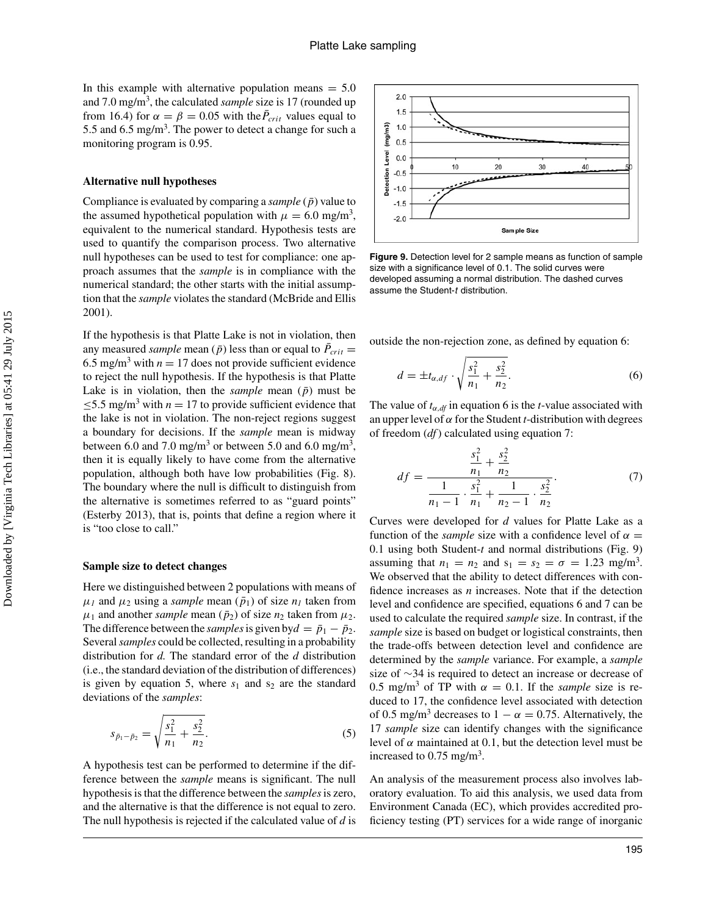In this example with alternative population means = 5.0 and 7.0 mg/m$^3$, the calculated *sample* size is 17 (rounded up from 16.4) for $\alpha = \beta = 0.05$ with the $\bar{P}_{crit}$ values equal to 5.5 and 6.5 mg/m$^3$. The power to detect a change for such a monitoring program is 0.95.

### Alternative null hypotheses

Compliance is evaluated by comparing a *sample* ($\bar{p}$) value to the assumed hypothetical population with $\mu = 6.0$ mg/m$^3$, equivalent to the numerical standard. Hypothesis tests are used to quantify the comparison process. Two alternative null hypotheses can be used to test for compliance: one approach assumes that the *sample* is in compliance with the numerical standard; the other starts with the initial assumption that the *sample* violates the standard (McBride and Ellis 2001).

If the hypothesis is that Platte Lake is not in violation, then any measured *sample* mean ($\bar{p}$) less than or equal to $\bar{P}_{crit} = 6.5$ mg/m$^3$ with $n = 17$ does not provide sufficient evidence to reject the null hypothesis. If the hypothesis is that Platte Lake is in violation, then the *sample* mean ($\bar{p}$) must be $\leq 5.5$ mg/m$^3$ with $n = 17$ to provide sufficient evidence that the lake is not in violation. The non-reject regions suggest a boundary for decisions. If the *sample* mean is midway between 6.0 and 7.0 mg/m$^3$ or between 5.0 and 6.0 mg/m$^3$, then it is equally likely to have come from the alternative population, although both have low probabilities (Fig. 8). The boundary where the null is difficult to distinguish from the alternative is sometimes referred to as "guard points" (Esterby 2013), that is, points that define a region where it is "too close to call."

### Sample size to detect changes

Here we distinguished between 2 populations with means of $\mu_1$ and $\mu_2$ using a *sample* mean ($\bar{p}_1$) of size $n_1$ taken from $\mu_1$ and another *sample* mean ($\bar{p}_2$) of size $n_2$ taken from $\mu_2$. The difference between the *samples* is given by $d = \bar{p}_1 - \bar{p}_2$. Several *samples* could be collected, resulting in a probability distribution for *d*. The standard error of the *d* distribution (i.e., the standard deviation of the distribution of differences) is given by equation 5, where $s_1$ and $s_2$ are the standard deviations of the *samples*:

$$s_{\bar{p}_1 - \bar{p}_2} = \sqrt{\frac{s_1^2}{n_1} + \frac{s_2^2}{n_2}}. \quad (5)$$

A hypothesis test can be performed to determine if the difference between the *sample* means is significant. The null hypothesis is that the difference between the *samples* is zero, and the alternative is that the difference is not equal to zero. The null hypothesis is rejected if the calculated value of *d* is outside the non-rejection zone, as defined by equation 6:

Detection Level (mg/m3)
2.0
1.5
1.0
0.5
0.0
-0.5
-1.0
-1.5
-2.0
0
10
20
30
40
50
Sample Size

**Figure 9.** Detection level for 2 sample means as function of sample size with a significance level of 0.1. The solid curves were developed assuming a normal distribution. The dashed curves assume the Student-*t* distribution.

$$d = \pm t_{\alpha,df} \cdot \sqrt{\frac{s_1^2}{n_1} + \frac{s_2^2}{n_2}}. \quad (6)$$

The value of $t_{\alpha,df}$ in equation 6 is the *t*-value associated with an upper level of $\alpha$ for the Student *t*-distribution with degrees of freedom (*df*) calculated using equation 7:

$$df = \frac{\dfrac{s_1^2}{n_1} + \dfrac{s_2^2}{n_2}}{\dfrac{1}{n_1 - 1} \cdot \dfrac{s_1^2}{n_1} + \dfrac{1}{n_2 - 1} \cdot \dfrac{s_2^2}{n_2}}. \quad (7)$$

Curves were developed for *d* values for Platte Lake as a function of the *sample* size with a confidence level of $\alpha = 0.1$ using both Student-*t* and normal distributions (Fig. 9) assuming that $n_1 = n_2$ and $s_1 = s_2 = \sigma = 1.23$ mg/m$^3$. We observed that the ability to detect differences with confidence increases as *n* increases. Note that if the detection level and confidence are specified, equations 6 and 7 can be used to calculate the required *sample* size. In contrast, if the *sample* size is based on budget or logistical constraints, then the trade-offs between detection level and confidence are determined by the *sample* variance. For example, a *sample* size of ~34 is required to detect an increase or decrease of 0.5 mg/m$^3$ of TP with $\alpha = 0.1$. If the *sample* size is reduced to 17, the confidence level associated with detection of 0.5 mg/m$^3$ decreases to $1 - \alpha = 0.75$. Alternatively, the 17 *sample* size can identify changes with the significance level of $\alpha$ maintained at 0.1, but the detection level must be increased to 0.75 mg/m$^3$.

An analysis of the measurement process also involves laboratory evaluation. To aid this analysis, we used data from Environment Canada (EC), which provides accredited proficiency testing (PT) services for a wide range of inorganic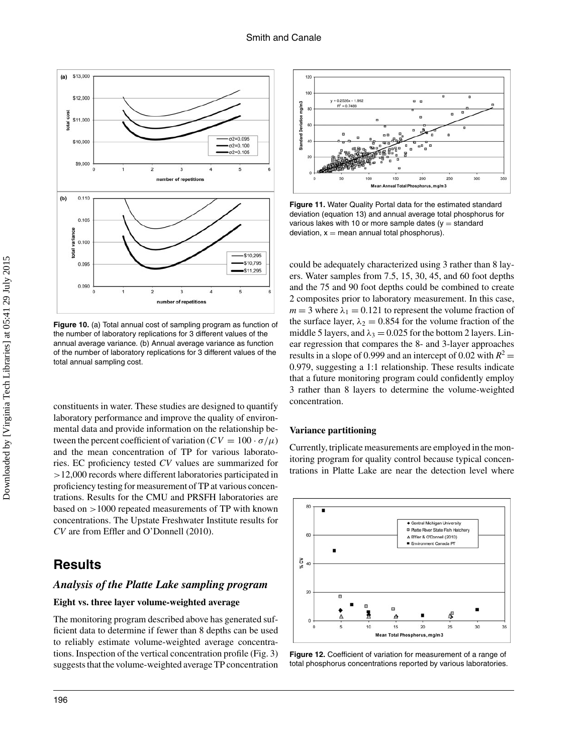**Figure 10.** (a) Total annual cost of sampling program as function of the number of laboratory replications for 3 different values of the annual average variance. (b) Annual average variance as function of the number of laboratory replications for 3 different values of the total annual sampling cost.

constituents in water. These studies are designed to quantify laboratory performance and improve the quality of environmental data and provide information on the relationship between the percent coefficient of variation ($CV = 100 \cdot \sigma/\mu$) and the mean concentration of TP for various laboratories. EC proficiency tested $CV$ values are summarized for >12,000 records where different laboratories participated in proficiency testing for measurement of TP at various concentrations. Results for the CMU and PRSFH laboratories are based on >1000 repeated measurements of TP with known concentrations. The Upstate Freshwater Institute results for $CV$ are from Effler and O'Donnell (2010).

# Results

## Analysis of the Platte Lake sampling program

### Eight vs. three layer volume-weighted average

The monitoring program described above has generated sufficient data to determine if fewer than 8 depths can be used to reliably estimate volume-weighted average concentrations. Inspection of the vertical concentration profile (Fig. 3) suggests that the volume-weighted average TP concentration could be adequately characterized using 3 rather than 8 layers. Water samples from 7.5, 15, 30, 45, and 60 foot depths and the 75 and 90 foot depths could be combined to create 2 composites prior to laboratory measurement. In this case, $m = 3$ where $\lambda_1 = 0.121$ to represent the volume fraction of the surface layer, $\lambda_2 = 0.854$ for the volume fraction of the middle 5 layers, and $\lambda_3 = 0.025$ for the bottom 2 layers. Linear regression that compares the 8- and 3-layer approaches results in a slope of 0.999 and an intercept of 0.02 with $R^2 = 0.979$, suggesting a 1:1 relationship. These results indicate that a future monitoring program could confidently employ 3 rather than 8 layers to determine the volume-weighted concentration.

**Figure 11.** Water Quality Portal data for the estimated standard deviation (equation 13) and annual average total phosphorus for various lakes with 10 or more sample dates (y = standard deviation, x = mean annual total phosphorus).

### Variance partitioning

Currently, triplicate measurements are employed in the monitoring program for quality control because typical concentrations in Platte Lake are near the detection level where

**Figure 12.** Coefficient of variation for measurement of a range of total phosphorus concentrations reported by various laboratories.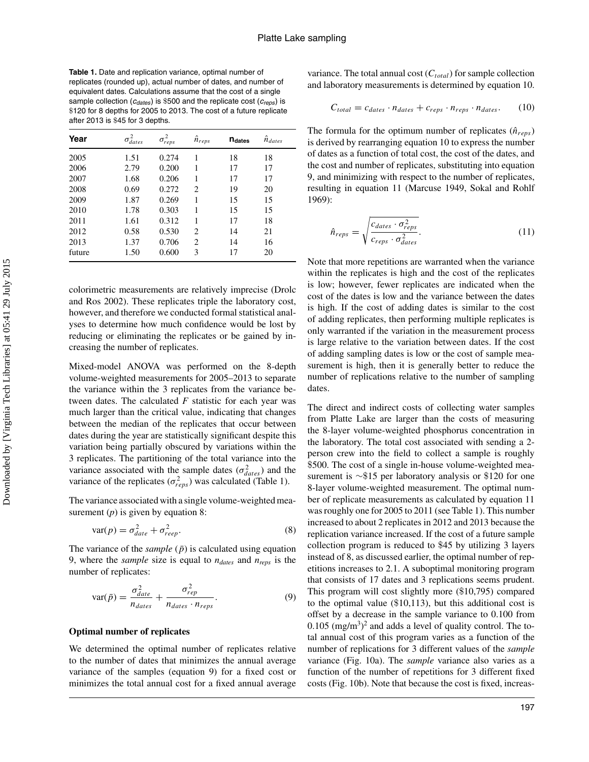**Table 1.** Date and replication variance, optimal number of replicates (rounded up), actual number of dates, and number of equivalent dates. Calculations assume that the cost of a single sample collection ($c_{dates}$) is \$500 and the replicate cost ($c_{reps}$) is \$120 for 8 depths for 2005 to 2013. The cost of a future replicate after 2013 is \$45 for 3 depths.

| Year | $\sigma^2_{dates}$ | $\sigma^2_{reps}$ | $\hat{n}_{reps}$ | $n_{dates}$ | $\hat{n}_{dates}$ |
|---|---|---|---|---|---|
| 2005 | 1.51 | 0.274 | 1 | 18 | 18 |
| 2006 | 2.79 | 0.200 | 1 | 17 | 17 |
| 2007 | 1.68 | 0.206 | 1 | 17 | 17 |
| 2008 | 0.69 | 0.272 | 2 | 19 | 20 |
| 2009 | 1.87 | 0.269 | 1 | 15 | 15 |
| 2010 | 1.78 | 0.303 | 1 | 15 | 15 |
| 2011 | 1.61 | 0.312 | 1 | 17 | 18 |
| 2012 | 0.58 | 0.530 | 2 | 14 | 21 |
| 2013 | 1.37 | 0.706 | 2 | 14 | 16 |
| future | 1.50 | 0.600 | 3 | 17 | 20 |

colorimetric measurements are relatively imprecise (Drolc and Ros 2002). These replicates triple the laboratory cost, however, and therefore we conducted formal statistical analyses to determine how much confidence would be lost by reducing or eliminating the replicates or be gained by increasing the number of replicates.

Mixed-model ANOVA was performed on the 8-depth volume-weighted measurements for 2005–2013 to separate the variance within the 3 replicates from the variance between dates. The calculated $F$ statistic for each year was much larger than the critical value, indicating that changes between the median of the replicates that occur between dates during the year are statistically significant despite this variation being partially obscured by variations within the 3 replicates. The partitioning of the total variance into the variance associated with the sample dates ($\sigma^2_{dates}$) and the variance of the replicates ($\sigma^2_{reps}$) was calculated (Table 1).

The variance associated with a single volume-weighted measurement ($p$) is given by equation 8:

$$\mathrm{var}(p) = \sigma^2_{date} + \sigma^2_{reep}. \tag{8}$$

The variance of the *sample* ($\bar{p}$) is calculated using equation 9, where the *sample* size is equal to $n_{dates}$ and $n_{reps}$ is the number of replicates:

$$\mathrm{var}(\bar{p}) = \frac{\sigma^2_{date}}{n_{dates}} + \frac{\sigma^2_{rep}}{n_{dates} \cdot n_{reps}}. \tag{9}$$

### Optimal number of replicates

We determined the optimal number of replicates relative to the number of dates that minimizes the annual average variance of the samples (equation 9) for a fixed cost or minimizes the total annual cost for a fixed annual average variance. The total annual cost ($C_{total}$) for sample collection and laboratory measurements is determined by equation 10.

$$C_{total} = c_{dates} \cdot n_{dates} + c_{reps} \cdot n_{reps} \cdot n_{dates}. \tag{10}$$

The formula for the optimum number of replicates ($\hat{n}_{reps}$) is derived by rearranging equation 10 to express the number of dates as a function of total cost, the cost of the dates, and the cost and number of replicates, substituting into equation 9, and minimizing with respect to the number of replicates, resulting in equation 11 (Marcuse 1949, Sokal and Rohlf 1969):

$$\hat{n}_{reps} = \sqrt{\frac{c_{dates} \cdot \sigma^2_{reps}}{c_{reps} \cdot \sigma^2_{dates}}}. \tag{11}$$

Note that more repetitions are warranted when the variance within the replicates is high and the cost of the replicates is low; however, fewer replicates are indicated when the cost of the dates is low and the variance between the dates is high. If the cost of adding dates is similar to the cost of adding replicates, then performing multiple replicates is only warranted if the variation in the measurement process is large relative to the variation between dates. If the cost of adding sampling dates is low or the cost of sample measurement is high, then it is generally better to reduce the number of replications relative to the number of sampling dates.

The direct and indirect costs of collecting water samples from Platte Lake are larger than the costs of measuring the 8-layer volume-weighted phosphorus concentration in the laboratory. The total cost associated with sending a 2-person crew into the field to collect a sample is roughly \$500. The cost of a single in-house volume-weighted measurement is ~\$15 per laboratory analysis or \$120 for one 8-layer volume-weighted measurement. The optimal number of replicate measurements as calculated by equation 11 was roughly one for 2005 to 2011 (see Table 1). This number increased to about 2 replicates in 2012 and 2013 because the replication variance increased. If the cost of a future sample collection program is reduced to \$45 by utilizing 3 layers instead of 8, as discussed earlier, the optimal number of repetitions increases to 2.1. A suboptimal monitoring program that consists of 17 dates and 3 replications seems prudent. This program will cost slightly more (\$10,795) compared to the optimal value (\$10,113), but this additional cost is offset by a decrease in the sample variance to 0.100 from 0.105 $(\mathrm{mg/m^3})^2$ and adds a level of quality control. The total annual cost of this program varies as a function of the number of replications for 3 different values of the *sample* variance (Fig. 10a). The *sample* variance also varies as a function of the number of repetitions for 3 different fixed costs (Fig. 10b). Note that because the cost is fixed, increas-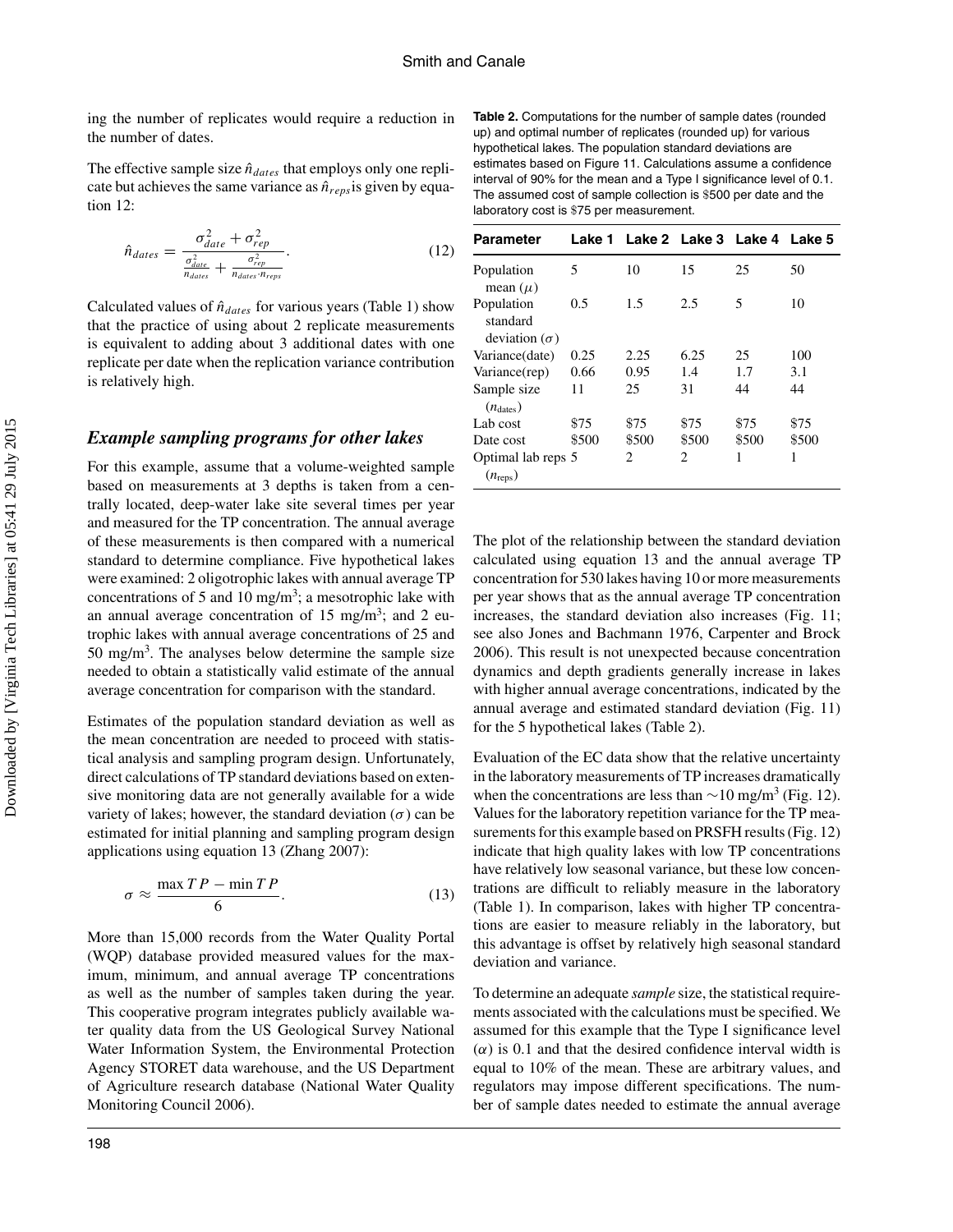ing the number of replicates would require a reduction in the number of dates.

The effective sample size $\hat{n}_{dates}$ that employs only one replicate but achieves the same variance as $\hat{n}_{reps}$ is given by equation 12:

$$\hat{n}_{dates} = \frac{\sigma_{date}^2 + \sigma_{rep}^2}{\frac{\sigma_{date}^2}{n_{dates}} + \frac{\sigma_{rep}^2}{n_{dates} \cdot n_{reps}}}. \tag{12}$$

Calculated values of $\hat{n}_{dates}$ for various years (Table 1) show that the practice of using about 2 replicate measurements is equivalent to adding about 3 additional dates with one replicate per date when the replication variance contribution is relatively high.

## *Example sampling programs for other lakes*

For this example, assume that a volume-weighted sample based on measurements at 3 depths is taken from a centrally located, deep-water lake site several times per year and measured for the TP concentration. The annual average of these measurements is then compared with a numerical standard to determine compliance. Five hypothetical lakes were examined: 2 oligotrophic lakes with annual average TP concentrations of 5 and 10 mg/m$^3$; a mesotrophic lake with an annual average concentration of 15 mg/m$^3$; and 2 eutrophic lakes with annual average concentrations of 25 and 50 mg/m$^3$. The analyses below determine the sample size needed to obtain a statistically valid estimate of the annual average concentration for comparison with the standard.

Estimates of the population standard deviation as well as the mean concentration are needed to proceed with statistical analysis and sampling program design. Unfortunately, direct calculations of TP standard deviations based on extensive monitoring data are not generally available for a wide variety of lakes; however, the standard deviation ($\sigma$) can be estimated for initial planning and sampling program design applications using equation 13 (Zhang 2007):

$$\sigma \approx \frac{\max TP - \min TP}{6}. \tag{13}$$

More than 15,000 records from the Water Quality Portal (WQP) database provided measured values for the maximum, minimum, and annual average TP concentrations as well as the number of samples taken during the year. This cooperative program integrates publicly available water quality data from the US Geological Survey National Water Information System, the Environmental Protection Agency STORET data warehouse, and the US Department of Agriculture research database (National Water Quality Monitoring Council 2006).

**Table 2.** Computations for the number of sample dates (rounded up) and optimal number of replicates (rounded up) for various hypothetical lakes. The population standard deviations are estimates based on Figure 11. Calculations assume a confidence interval of 90% for the mean and a Type I significance level of 0.1. The assumed cost of sample collection is \$500 per date and the laboratory cost is \$75 per measurement.

| Parameter | Lake 1 | Lake 2 | Lake 3 | Lake 4 | Lake 5 |
|---|---|---|---|---|---|
| Population mean ($\mu$) | 5 | 10 | 15 | 25 | 50 |
| Population standard deviation ($\sigma$) | 0.5 | 1.5 | 2.5 | 5 | 10 |
| Variance(date) | 0.25 | 2.25 | 6.25 | 25 | 100 |
| Variance(rep) | 0.66 | 0.95 | 1.4 | 1.7 | 3.1 |
| Sample size ($n_{\text{dates}}$) | 11 | 25 | 31 | 44 | 44 |
| Lab cost | \$75 | \$75 | \$75 | \$75 | \$75 |
| Date cost | \$500 | \$500 | \$500 | \$500 | \$500 |
| Optimal lab reps ($n_{\text{reps}}$) | 5 | 2 | 2 | 1 | 1 |

The plot of the relationship between the standard deviation calculated using equation 13 and the annual average TP concentration for 530 lakes having 10 or more measurements per year shows that as the annual average TP concentration increases, the standard deviation also increases (Fig. 11; see also Jones and Bachmann 1976, Carpenter and Brock 2006). This result is not unexpected because concentration dynamics and depth gradients generally increase in lakes with higher annual average concentrations, indicated by the annual average and estimated standard deviation (Fig. 11) for the 5 hypothetical lakes (Table 2).

Evaluation of the EC data show that the relative uncertainty in the laboratory measurements of TP increases dramatically when the concentrations are less than ~10 mg/m$^3$ (Fig. 12). Values for the laboratory repetition variance for the TP measurements for this example based on PRSFH results (Fig. 12) indicate that high quality lakes with low TP concentrations have relatively low seasonal variance, but these low concentrations are difficult to reliably measure in the laboratory (Table 1). In comparison, lakes with higher TP concentrations are easier to measure reliably in the laboratory, but this advantage is offset by relatively high seasonal standard deviation and variance.

To determine an adequate *sample* size, the statistical requirements associated with the calculations must be specified. We assumed for this example that the Type I significance level ($\alpha$) is 0.1 and that the desired confidence interval width is equal to 10% of the mean. These are arbitrary values, and regulators may impose different specifications. The number of sample dates needed to estimate the annual average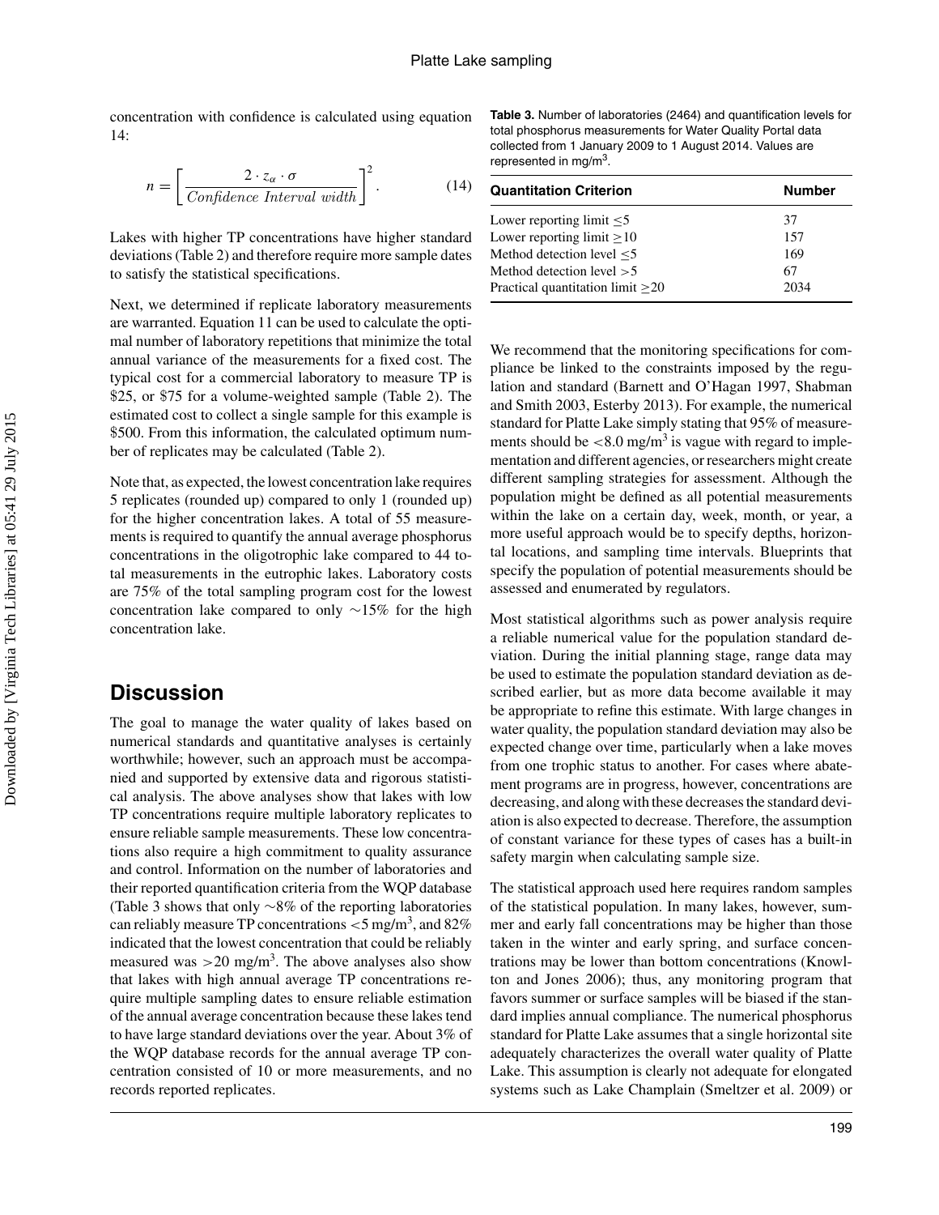concentration with confidence is calculated using equation 14:

$$n = \left[ \frac{2 \cdot z_{\alpha} \cdot \sigma}{Confidence\ Interval\ width} \right]^2. \tag{14}$$

Lakes with higher TP concentrations have higher standard deviations (Table 2) and therefore require more sample dates to satisfy the statistical specifications.

Next, we determined if replicate laboratory measurements are warranted. Equation 11 can be used to calculate the optimal number of laboratory repetitions that minimize the total annual variance of the measurements for a fixed cost. The typical cost for a commercial laboratory to measure TP is \$25, or \$75 for a volume-weighted sample (Table 2). The estimated cost to collect a single sample for this example is \$500. From this information, the calculated optimum number of replicates may be calculated (Table 2).

Note that, as expected, the lowest concentration lake requires 5 replicates (rounded up) compared to only 1 (rounded up) for the higher concentration lakes. A total of 55 measurements is required to quantify the annual average phosphorus concentrations in the oligotrophic lake compared to 44 total measurements in the eutrophic lakes. Laboratory costs are 75% of the total sampling program cost for the lowest concentration lake compared to only ~15% for the high concentration lake.

## Discussion

The goal to manage the water quality of lakes based on numerical standards and quantitative analyses is certainly worthwhile; however, such an approach must be accompanied and supported by extensive data and rigorous statistical analysis. The above analyses show that lakes with low TP concentrations require multiple laboratory replicates to ensure reliable sample measurements. These low concentrations also require a high commitment to quality assurance and control. Information on the number of laboratories and their reported quantification criteria from the WQP database (Table 3 shows that only ~8% of the reporting laboratories can reliably measure TP concentrations <5 mg/m$^3$, and 82% indicated that the lowest concentration that could be reliably measured was >20 mg/m$^3$. The above analyses also show that lakes with high annual average TP concentrations require multiple sampling dates to ensure reliable estimation of the annual average concentration because these lakes tend to have large standard deviations over the year. About 3% of the WQP database records for the annual average TP concentration consisted of 10 or more measurements, and no records reported replicates.

**Table 3.** Number of laboratories (2464) and quantification levels for total phosphorus measurements for Water Quality Portal data collected from 1 January 2009 to 1 August 2014. Values are represented in mg/m$^3$.

| Quantitation Criterion | Number |
|---|---|
| Lower reporting limit ≤5 | 37 |
| Lower reporting limit ≥10 | 157 |
| Method detection level ≤5 | 169 |
| Method detection level >5 | 67 |
| Practical quantitation limit ≥20 | 2034 |

We recommend that the monitoring specifications for compliance be linked to the constraints imposed by the regulation and standard (Barnett and O'Hagan 1997, Shabman and Smith 2003, Esterby 2013). For example, the numerical standard for Platte Lake simply stating that 95% of measurements should be <8.0 mg/m$^3$ is vague with regard to implementation and different agencies, or researchers might create different sampling strategies for assessment. Although the population might be defined as all potential measurements within the lake on a certain day, week, month, or year, a more useful approach would be to specify depths, horizontal locations, and sampling time intervals. Blueprints that specify the population of potential measurements should be assessed and enumerated by regulators.

Most statistical algorithms such as power analysis require a reliable numerical value for the population standard deviation. During the initial planning stage, range data may be used to estimate the population standard deviation as described earlier, but as more data become available it may be appropriate to refine this estimate. With large changes in water quality, the population standard deviation may also be expected change over time, particularly when a lake moves from one trophic status to another. For cases where abatement programs are in progress, however, concentrations are decreasing, and along with these decreases the standard deviation is also expected to decrease. Therefore, the assumption of constant variance for these types of cases has a built-in safety margin when calculating sample size.

The statistical approach used here requires random samples of the statistical population. In many lakes, however, summer and early fall concentrations may be higher than those taken in the winter and early spring, and surface concentrations may be lower than bottom concentrations (Knowlton and Jones 2006); thus, any monitoring program that favors summer or surface samples will be biased if the standard implies annual compliance. The numerical phosphorus standard for Platte Lake assumes that a single horizontal site adequately characterizes the overall water quality of Platte Lake. This assumption is clearly not adequate for elongated systems such as Lake Champlain (Smeltzer et al. 2009) or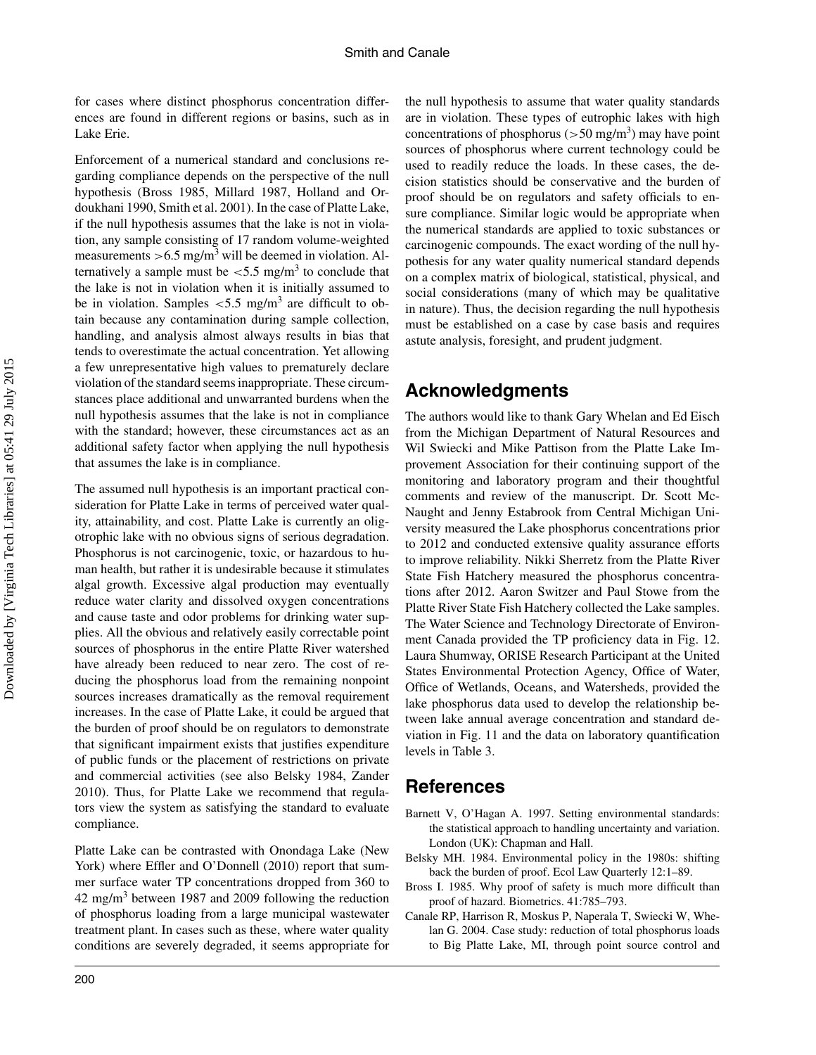for cases where distinct phosphorus concentration differences are found in different regions or basins, such as in Lake Erie.

Enforcement of a numerical standard and conclusions regarding compliance depends on the perspective of the null hypothesis (Bross 1985, Millard 1987, Holland and Ordoukhani 1990, Smith et al. 2001). In the case of Platte Lake, if the null hypothesis assumes that the lake is not in violation, any sample consisting of 17 random volume-weighted measurements $>6.5$ mg/m$^3$ will be deemed in violation. Alternatively a sample must be $<5.5$ mg/m$^3$ to conclude that the lake is not in violation when it is initially assumed to be in violation. Samples $<5.5$ mg/m$^3$ are difficult to obtain because any contamination during sample collection, handling, and analysis almost always results in bias that tends to overestimate the actual concentration. Yet allowing a few unrepresentative high values to prematurely declare violation of the standard seems inappropriate. These circumstances place additional and unwarranted burdens when the null hypothesis assumes that the lake is not in compliance with the standard; however, these circumstances act as an additional safety factor when applying the null hypothesis that assumes the lake is in compliance.

The assumed null hypothesis is an important practical consideration for Platte Lake in terms of perceived water quality, attainability, and cost. Platte Lake is currently an oligotrophic lake with no obvious signs of serious degradation. Phosphorus is not carcinogenic, toxic, or hazardous to human health, but rather it is undesirable because it stimulates algal growth. Excessive algal production may eventually reduce water clarity and dissolved oxygen concentrations and cause taste and odor problems for drinking water supplies. All the obvious and relatively easily correctable point sources of phosphorus in the entire Platte River watershed have already been reduced to near zero. The cost of reducing the phosphorus load from the remaining nonpoint sources increases dramatically as the removal requirement increases. In the case of Platte Lake, it could be argued that the burden of proof should be on regulators to demonstrate that significant impairment exists that justifies expenditure of public funds or the placement of restrictions on private and commercial activities (see also Belsky 1984, Zander 2010). Thus, for Platte Lake we recommend that regulators view the system as satisfying the standard to evaluate compliance.

Platte Lake can be contrasted with Onondaga Lake (New York) where Effler and O'Donnell (2010) report that summer surface water TP concentrations dropped from 360 to 42 mg/m$^3$ between 1987 and 2009 following the reduction of phosphorus loading from a large municipal wastewater treatment plant. In cases such as these, where water quality conditions are severely degraded, it seems appropriate for the null hypothesis to assume that water quality standards are in violation. These types of eutrophic lakes with high concentrations of phosphorus ($>50$ mg/m$^3$) may have point sources of phosphorus where current technology could be used to readily reduce the loads. In these cases, the decision statistics should be conservative and the burden of proof should be on regulators and safety officials to ensure compliance. Similar logic would be appropriate when the numerical standards are applied to toxic substances or carcinogenic compounds. The exact wording of the null hypothesis for any water quality numerical standard depends on a complex matrix of biological, statistical, physical, and social considerations (many of which may be qualitative in nature). Thus, the decision regarding the null hypothesis must be established on a case by case basis and requires astute analysis, foresight, and prudent judgment.

## Acknowledgments

The authors would like to thank Gary Whelan and Ed Eisch from the Michigan Department of Natural Resources and Wil Swiecki and Mike Pattison from the Platte Lake Improvement Association for their continuing support of the monitoring and laboratory program and their thoughtful comments and review of the manuscript. Dr. Scott McNaught and Jenny Estabrook from Central Michigan University measured the Lake phosphorus concentrations prior to 2012 and conducted extensive quality assurance efforts to improve reliability. Nikki Sherretz from the Platte River State Fish Hatchery measured the phosphorus concentrations after 2012. Aaron Switzer and Paul Stowe from the Platte River State Fish Hatchery collected the Lake samples. The Water Science and Technology Directorate of Environment Canada provided the TP proficiency data in Fig. 12. Laura Shumway, ORISE Research Participant at the United States Environmental Protection Agency, Office of Water, Office of Wetlands, Oceans, and Watersheds, provided the lake phosphorus data used to develop the relationship between lake annual average concentration and standard deviation in Fig. 11 and the data on laboratory quantification levels in Table 3.

## References

Barnett V, O'Hagan A. 1997. Setting environmental standards: the statistical approach to handling uncertainty and variation. London (UK): Chapman and Hall.

Belsky MH. 1984. Environmental policy in the 1980s: shifting back the burden of proof. Ecol Law Quarterly 12:1–89.

Bross I. 1985. Why proof of safety is much more difficult than proof of hazard. Biometrics. 41:785–793.

Canale RP, Harrison R, Moskus P, Naperala T, Swiecki W, Whelan G. 2004. Case study: reduction of total phosphorus loads to Big Platte Lake, MI, through point source control and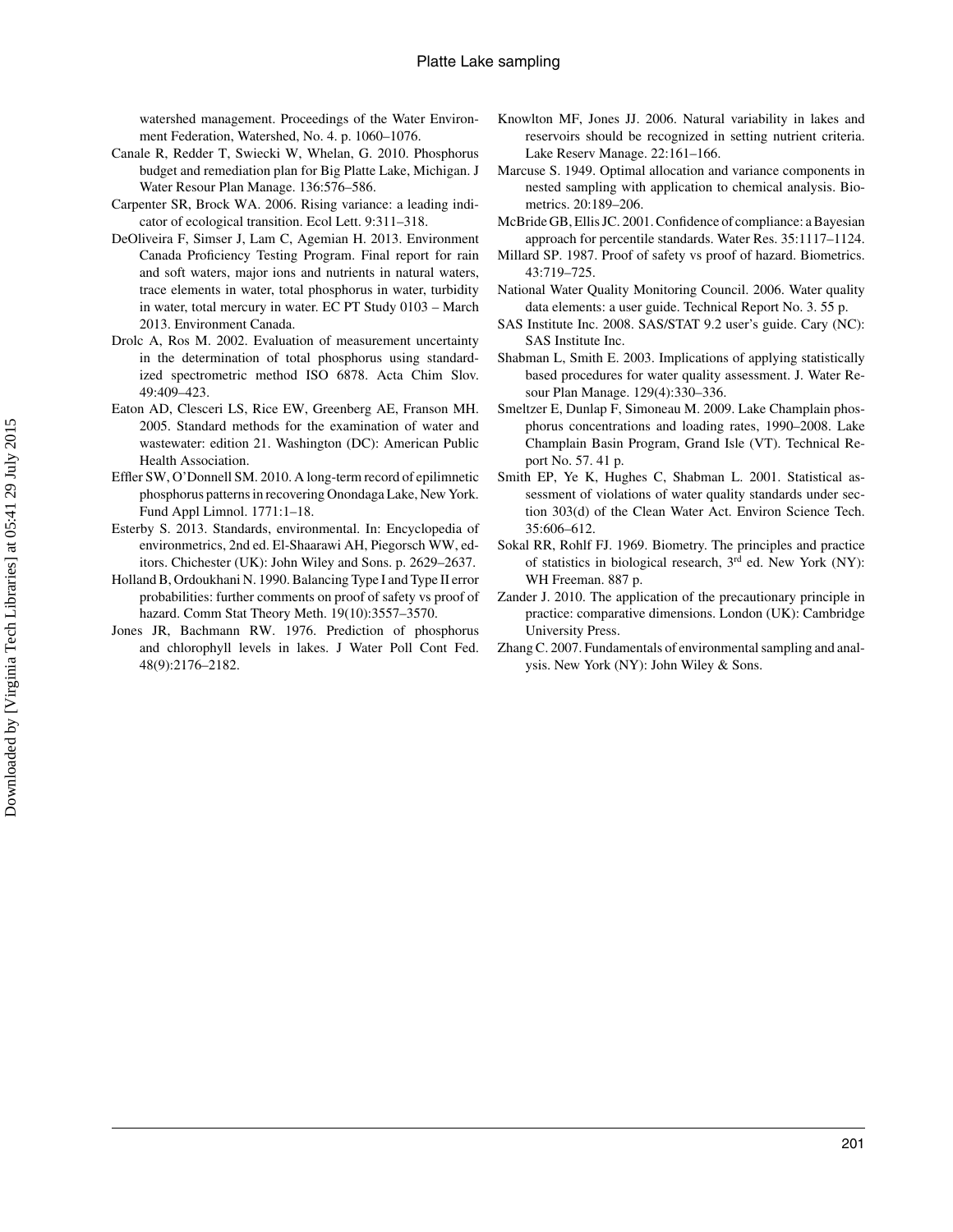watershed management. Proceedings of the Water Environment Federation, Watershed, No. 4. p. 1060–1076.

Canale R, Redder T, Swiecki W, Whelan, G. 2010. Phosphorus budget and remediation plan for Big Platte Lake, Michigan. J Water Resour Plan Manage. 136:576–586.

Carpenter SR, Brock WA. 2006. Rising variance: a leading indicator of ecological transition. Ecol Lett. 9:311–318.

DeOliveira F, Simser J, Lam C, Agemian H. 2013. Environment Canada Proficiency Testing Program. Final report for rain and soft waters, major ions and nutrients in natural waters, trace elements in water, total phosphorus in water, turbidity in water, total mercury in water. EC PT Study 0103 – March 2013. Environment Canada.

Drolc A, Ros M. 2002. Evaluation of measurement uncertainty in the determination of total phosphorus using standardized spectrometric method ISO 6878. Acta Chim Slov. 49:409–423.

Eaton AD, Clesceri LS, Rice EW, Greenberg AE, Franson MH. 2005. Standard methods for the examination of water and wastewater: edition 21. Washington (DC): American Public Health Association.

Effler SW, O'Donnell SM. 2010. A long-term record of epilimnetic phosphorus patterns in recovering Onondaga Lake, New York. Fund Appl Limnol. 1771:1–18.

Esterby S. 2013. Standards, environmental. In: Encyclopedia of environmetrics, 2nd ed. El-Shaarawi AH, Piegorsch WW, editors. Chichester (UK): John Wiley and Sons. p. 2629–2637.

Holland B, Ordoukhani N. 1990. Balancing Type I and Type II error probabilities: further comments on proof of safety vs proof of hazard. Comm Stat Theory Meth. 19(10):3557–3570.

Jones JR, Bachmann RW. 1976. Prediction of phosphorus and chlorophyll levels in lakes. J Water Poll Cont Fed. 48(9):2176–2182.

Knowlton MF, Jones JJ. 2006. Natural variability in lakes and reservoirs should be recognized in setting nutrient criteria. Lake Reserv Manage. 22:161–166.

Marcuse S. 1949. Optimal allocation and variance components in nested sampling with application to chemical analysis. Biometrics. 20:189–206.

McBride GB, Ellis JC. 2001. Confidence of compliance: a Bayesian approach for percentile standards. Water Res. 35:1117–1124.

Millard SP. 1987. Proof of safety vs proof of hazard. Biometrics. 43:719–725.

National Water Quality Monitoring Council. 2006. Water quality data elements: a user guide. Technical Report No. 3. 55 p.

SAS Institute Inc. 2008. SAS/STAT 9.2 user's guide. Cary (NC): SAS Institute Inc.

Shabman L, Smith E. 2003. Implications of applying statistically based procedures for water quality assessment. J. Water Resour Plan Manage. 129(4):330–336.

Smeltzer E, Dunlap F, Simoneau M. 2009. Lake Champlain phosphorus concentrations and loading rates, 1990–2008. Lake Champlain Basin Program, Grand Isle (VT). Technical Report No. 57. 41 p.

Smith EP, Ye K, Hughes C, Shabman L. 2001. Statistical assessment of violations of water quality standards under section 303(d) of the Clean Water Act. Environ Science Tech. 35:606–612.

Sokal RR, Rohlf FJ. 1969. Biometry. The principles and practice of statistics in biological research, 3rd ed. New York (NY): WH Freeman. 887 p.

Zander J. 2010. The application of the precautionary principle in practice: comparative dimensions. London (UK): Cambridge University Press.

Zhang C. 2007. Fundamentals of environmental sampling and analysis. New York (NY): John Wiley & Sons.